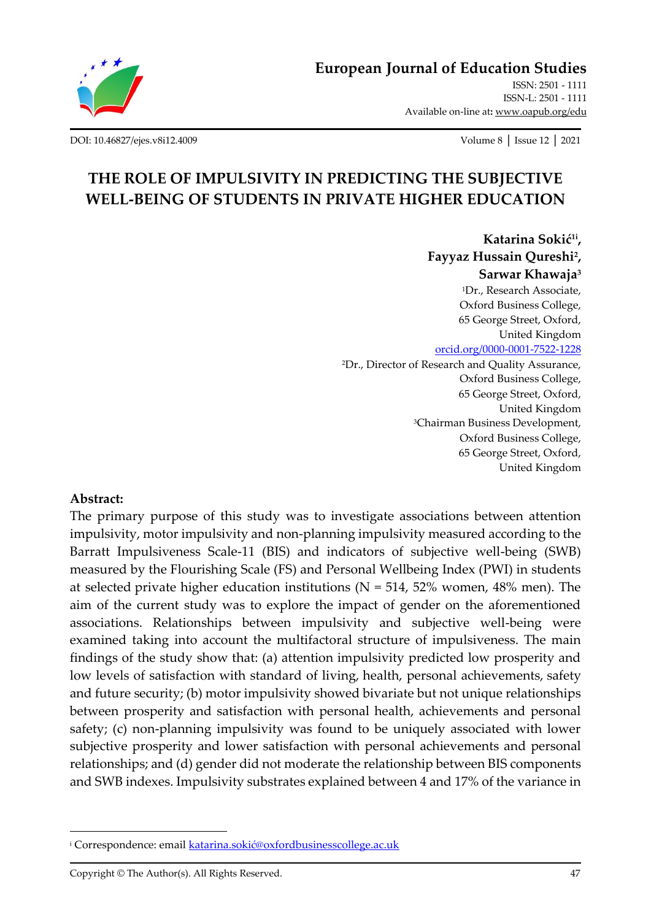European Journal of Education Studies

ISSN: 2501 - 1111
ISSN-L: 2501 - 1111
Available on-line at: www.oapub.org/edu

DOI: 10.46827/ejes.v8i12.4009

# THE ROLE OF IMPULSIVITY IN PREDICTING THE SUBJECTIVE WELL-BEING OF STUDENTS IN PRIVATE HIGHER EDUCATION

**Katarina Sokić[1i], Fayyaz Hussain Qureshi[2], Sarwar Khawaja[3]**

[1]Dr., Research Associate,
Oxford Business College,
65 George Street, Oxford,
United Kingdom
orcid.org/0000-0001-7522-1228

[2]Dr., Director of Research and Quality Assurance,
Oxford Business College,
65 George Street, Oxford,
United Kingdom

[3]Chairman Business Development,
Oxford Business College,
65 George Street, Oxford,
United Kingdom

## Abstract:

The primary purpose of this study was to investigate associations between attention impulsivity, motor impulsivity and non-planning impulsivity measured according to the Barratt Impulsiveness Scale-11 (BIS) and indicators of subjective well-being (SWB) measured by the Flourishing Scale (FS) and Personal Wellbeing Index (PWI) in students at selected private higher education institutions (N = 514, 52% women, 48% men). The aim of the current study was to explore the impact of gender on the aforementioned associations. Relationships between impulsivity and subjective well-being were examined taking into account the multifactoral structure of impulsiveness. The main findings of the study show that: (a) attention impulsivity predicted low prosperity and low levels of satisfaction with standard of living, health, personal achievements, safety and future security; (b) motor impulsivity showed bivariate but not unique relationships between prosperity and satisfaction with personal health, achievements and personal safety; (c) non-planning impulsivity was found to be uniquely associated with lower subjective prosperity and lower satisfaction with personal achievements and personal relationships; and (d) gender did not moderate the relationship between BIS components and SWB indexes. Impulsivity substrates explained between 4 and 17% of the variance in

---

[i] Correspondence: email katarina.sokić@oxfordbusinesscollege.ac.uk

Copyright © The Author(s). All Rights Reserved.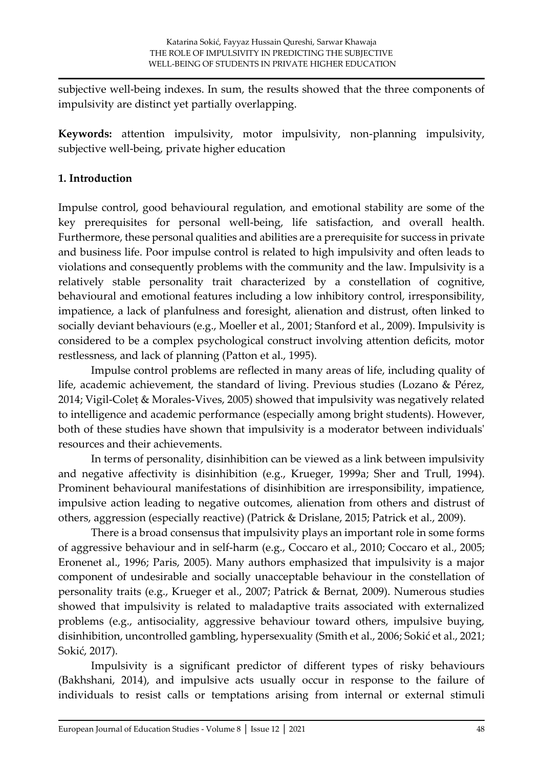subjective well-being indexes. In sum, the results showed that the three components of impulsivity are distinct yet partially overlapping.

**Keywords:** attention impulsivity, motor impulsivity, non-planning impulsivity, subjective well-being, private higher education

## 1. Introduction

Impulse control, good behavioural regulation, and emotional stability are some of the key prerequisites for personal well-being, life satisfaction, and overall health. Furthermore, these personal qualities and abilities are a prerequisite for success in private and business life. Poor impulse control is related to high impulsivity and often leads to violations and consequently problems with the community and the law. Impulsivity is a relatively stable personality trait characterized by a constellation of cognitive, behavioural and emotional features including a low inhibitory control, irresponsibility, impatience, a lack of planfulness and foresight, alienation and distrust, often linked to socially deviant behaviours (e.g., Moeller et al., 2001; Stanford et al., 2009). Impulsivity is considered to be a complex psychological construct involving attention deficits, motor restlessness, and lack of planning (Patton et al., 1995).

Impulse control problems are reflected in many areas of life, including quality of life, academic achievement, the standard of living. Previous studies (Lozano & Pérez, 2014; Vigil-Coleț & Morales-Vives, 2005) showed that impulsivity was negatively related to intelligence and academic performance (especially among bright students). However, both of these studies have shown that impulsivity is a moderator between individuals' resources and their achievements.

In terms of personality, disinhibition can be viewed as a link between impulsivity and negative affectivity is disinhibition (e.g., Krueger, 1999a; Sher and Trull, 1994). Prominent behavioural manifestations of disinhibition are irresponsibility, impatience, impulsive action leading to negative outcomes, alienation from others and distrust of others, aggression (especially reactive) (Patrick & Drislane, 2015; Patrick et al., 2009).

There is a broad consensus that impulsivity plays an important role in some forms of aggressive behaviour and in self-harm (e.g., Coccaro et al., 2010; Coccaro et al., 2005; Eronenet al., 1996; Paris, 2005). Many authors emphasized that impulsivity is a major component of undesirable and socially unacceptable behaviour in the constellation of personality traits (e.g., Krueger et al., 2007; Patrick & Bernat, 2009). Numerous studies showed that impulsivity is related to maladaptive traits associated with externalized problems (e.g., antisociality, aggressive behaviour toward others, impulsive buying, disinhibition, uncontrolled gambling, hypersexuality (Smith et al., 2006; Sokić et al., 2021; Sokić, 2017).

Impulsivity is a significant predictor of different types of risky behaviours (Bakhshani, 2014), and impulsive acts usually occur in response to the failure of individuals to resist calls or temptations arising from internal or external stimuli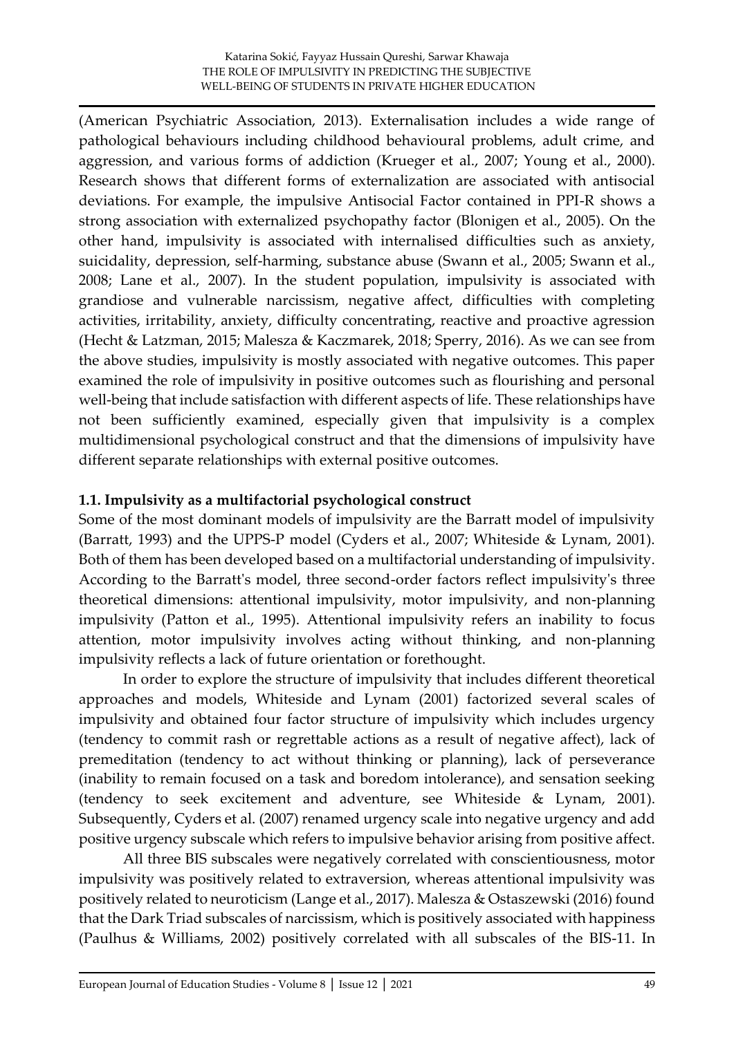(American Psychiatric Association, 2013). Externalisation includes a wide range of pathological behaviours including childhood behavioural problems, adult crime, and aggression, and various forms of addiction (Krueger et al., 2007; Young et al., 2000). Research shows that different forms of externalization are associated with antisocial deviations. For example, the impulsive Antisocial Factor contained in PPI-R shows a strong association with externalized psychopathy factor (Blonigen et al., 2005). On the other hand, impulsivity is associated with internalised difficulties such as anxiety, suicidality, depression, self-harming, substance abuse (Swann et al., 2005; Swann et al., 2008; Lane et al., 2007). In the student population, impulsivity is associated with grandiose and vulnerable narcissism, negative affect, difficulties with completing activities, irritability, anxiety, difficulty concentrating, reactive and proactive agression (Hecht & Latzman, 2015; Malesza & Kaczmarek, 2018; Sperry, 2016). As we can see from the above studies, impulsivity is mostly associated with negative outcomes. This paper examined the role of impulsivity in positive outcomes such as flourishing and personal well-being that include satisfaction with different aspects of life. These relationships have not been sufficiently examined, especially given that impulsivity is a complex multidimensional psychological construct and that the dimensions of impulsivity have different separate relationships with external positive outcomes.

### 1.1. Impulsivity as a multifactorial psychological construct

Some of the most dominant models of impulsivity are the Barratt model of impulsivity (Barratt, 1993) and the UPPS-P model (Cyders et al., 2007; Whiteside & Lynam, 2001). Both of them has been developed based on a multifactorial understanding of impulsivity. According to the Barratt's model, three second-order factors reflect impulsivity's three theoretical dimensions: attentional impulsivity, motor impulsivity, and non-planning impulsivity (Patton et al., 1995). Attentional impulsivity refers an inability to focus attention, motor impulsivity involves acting without thinking, and non-planning impulsivity reflects a lack of future orientation or forethought.

In order to explore the structure of impulsivity that includes different theoretical approaches and models, Whiteside and Lynam (2001) factorized several scales of impulsivity and obtained four factor structure of impulsivity which includes urgency (tendency to commit rash or regrettable actions as a result of negative affect), lack of premeditation (tendency to act without thinking or planning), lack of perseverance (inability to remain focused on a task and boredom intolerance), and sensation seeking (tendency to seek excitement and adventure, see Whiteside & Lynam, 2001). Subsequently, Cyders et al. (2007) renamed urgency scale into negative urgency and add positive urgency subscale which refers to impulsive behavior arising from positive affect.

All three BIS subscales were negatively correlated with conscientiousness, motor impulsivity was positively related to extraversion, whereas attentional impulsivity was positively related to neuroticism (Lange et al., 2017). Malesza & Ostaszewski (2016) found that the Dark Triad subscales of narcissism, which is positively associated with happiness (Paulhus & Williams, 2002) positively correlated with all subscales of the BIS-11. In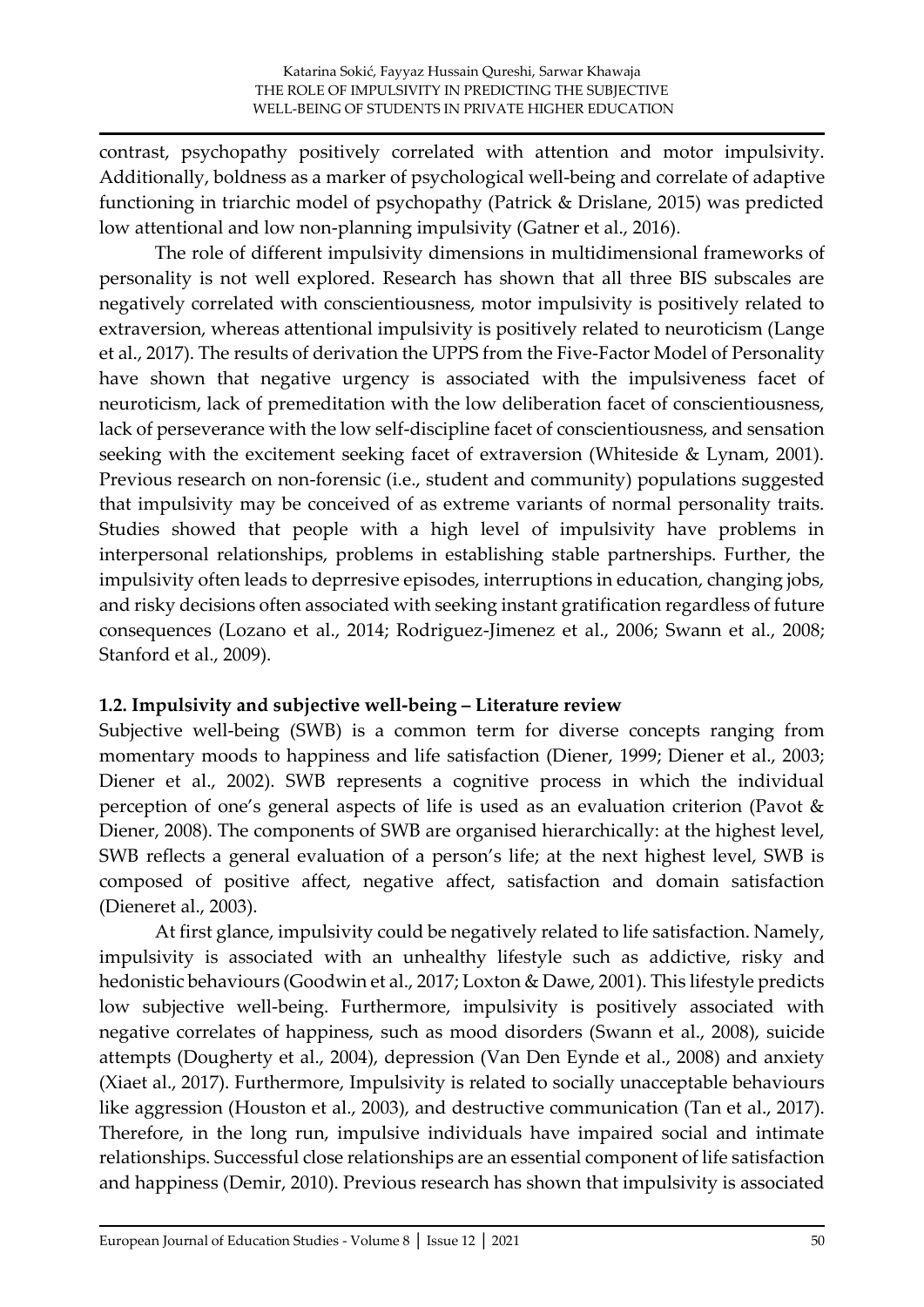contrast, psychopathy positively correlated with attention and motor impulsivity. Additionally, boldness as a marker of psychological well-being and correlate of adaptive functioning in triarchic model of psychopathy (Patrick & Drislane, 2015) was predicted low attentional and low non-planning impulsivity (Gatner et al., 2016).

The role of different impulsivity dimensions in multidimensional frameworks of personality is not well explored. Research has shown that all three BIS subscales are negatively correlated with conscientiousness, motor impulsivity is positively related to extraversion, whereas attentional impulsivity is positively related to neuroticism (Lange et al., 2017). The results of derivation the UPPS from the Five-Factor Model of Personality have shown that negative urgency is associated with the impulsiveness facet of neuroticism, lack of premeditation with the low deliberation facet of conscientiousness, lack of perseverance with the low self-discipline facet of conscientiousness, and sensation seeking with the excitement seeking facet of extraversion (Whiteside & Lynam, 2001). Previous research on non-forensic (i.e., student and community) populations suggested that impulsivity may be conceived of as extreme variants of normal personality traits. Studies showed that people with a high level of impulsivity have problems in interpersonal relationships, problems in establishing stable partnerships. Further, the impulsivity often leads to deprresive episodes, interruptions in education, changing jobs, and risky decisions often associated with seeking instant gratification regardless of future consequences (Lozano et al., 2014; Rodriguez-Jimenez et al., 2006; Swann et al., 2008; Stanford et al., 2009).

### 1.2. Impulsivity and subjective well-being – Literature review

Subjective well-being (SWB) is a common term for diverse concepts ranging from momentary moods to happiness and life satisfaction (Diener, 1999; Diener et al., 2003; Diener et al., 2002). SWB represents a cognitive process in which the individual perception of one's general aspects of life is used as an evaluation criterion (Pavot & Diener, 2008). The components of SWB are organised hierarchically: at the highest level, SWB reflects a general evaluation of a person's life; at the next highest level, SWB is composed of positive affect, negative affect, satisfaction and domain satisfaction (Dieneret al., 2003).

At first glance, impulsivity could be negatively related to life satisfaction. Namely, impulsivity is associated with an unhealthy lifestyle such as addictive, risky and hedonistic behaviours (Goodwin et al., 2017; Loxton & Dawe, 2001). This lifestyle predicts low subjective well-being. Furthermore, impulsivity is positively associated with negative correlates of happiness, such as mood disorders (Swann et al., 2008), suicide attempts (Dougherty et al., 2004), depression (Van Den Eynde et al., 2008) and anxiety (Xiaet al., 2017). Furthermore, Impulsivity is related to socially unacceptable behaviours like aggression (Houston et al., 2003), and destructive communication (Tan et al., 2017). Therefore, in the long run, impulsive individuals have impaired social and intimate relationships. Successful close relationships are an essential component of life satisfaction and happiness (Demir, 2010). Previous research has shown that impulsivity is associated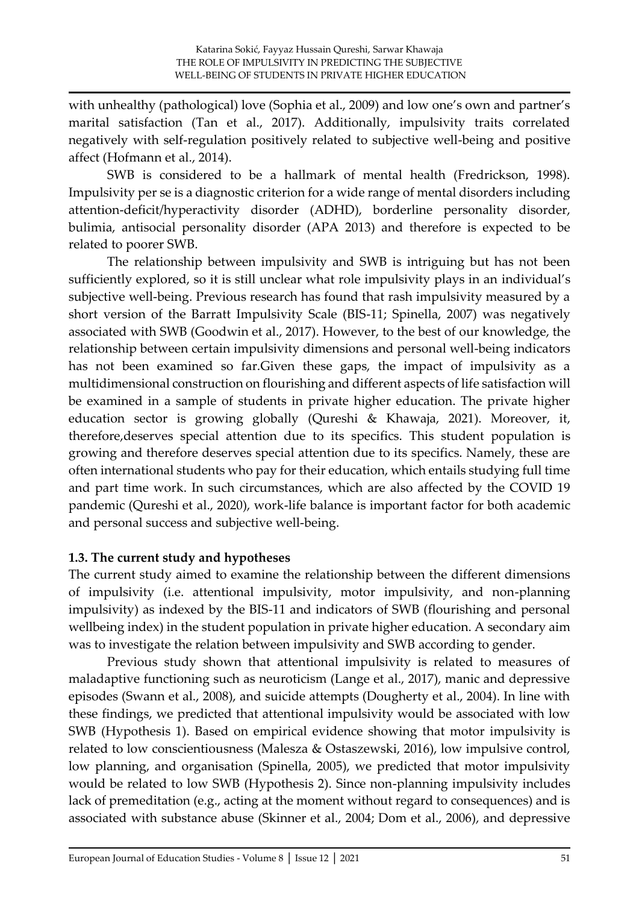with unhealthy (pathological) love (Sophia et al., 2009) and low one's own and partner's marital satisfaction (Tan et al., 2017). Additionally, impulsivity traits correlated negatively with self-regulation positively related to subjective well-being and positive affect (Hofmann et al., 2014).

SWB is considered to be a hallmark of mental health (Fredrickson, 1998). Impulsivity per se is a diagnostic criterion for a wide range of mental disorders including attention-deficit/hyperactivity disorder (ADHD), borderline personality disorder, bulimia, antisocial personality disorder (APA 2013) and therefore is expected to be related to poorer SWB.

The relationship between impulsivity and SWB is intriguing but has not been sufficiently explored, so it is still unclear what role impulsivity plays in an individual's subjective well-being. Previous research has found that rash impulsivity measured by a short version of the Barratt Impulsivity Scale (BIS-11; Spinella, 2007) was negatively associated with SWB (Goodwin et al., 2017). However, to the best of our knowledge, the relationship between certain impulsivity dimensions and personal well-being indicators has not been examined so far.Given these gaps, the impact of impulsivity as a multidimensional construction on flourishing and different aspects of life satisfaction will be examined in a sample of students in private higher education. The private higher education sector is growing globally (Qureshi & Khawaja, 2021). Moreover, it, therefore,deserves special attention due to its specifics. This student population is growing and therefore deserves special attention due to its specifics. Namely, these are often international students who pay for their education, which entails studying full time and part time work. In such circumstances, which are also affected by the COVID 19 pandemic (Qureshi et al., 2020), work-life balance is important factor for both academic and personal success and subjective well-being.

### 1.3. The current study and hypotheses

The current study aimed to examine the relationship between the different dimensions of impulsivity (i.e. attentional impulsivity, motor impulsivity, and non-planning impulsivity) as indexed by the BIS-11 and indicators of SWB (flourishing and personal wellbeing index) in the student population in private higher education. A secondary aim was to investigate the relation between impulsivity and SWB according to gender.

Previous study shown that attentional impulsivity is related to measures of maladaptive functioning such as neuroticism (Lange et al., 2017), manic and depressive episodes (Swann et al., 2008), and suicide attempts (Dougherty et al., 2004). In line with these findings, we predicted that attentional impulsivity would be associated with low SWB (Hypothesis 1). Based on empirical evidence showing that motor impulsivity is related to low conscientiousness (Malesza & Ostaszewski, 2016), low impulsive control, low planning, and organisation (Spinella, 2005), we predicted that motor impulsivity would be related to low SWB (Hypothesis 2). Since non-planning impulsivity includes lack of premeditation (e.g., acting at the moment without regard to consequences) and is associated with substance abuse (Skinner et al., 2004; Dom et al., 2006), and depressive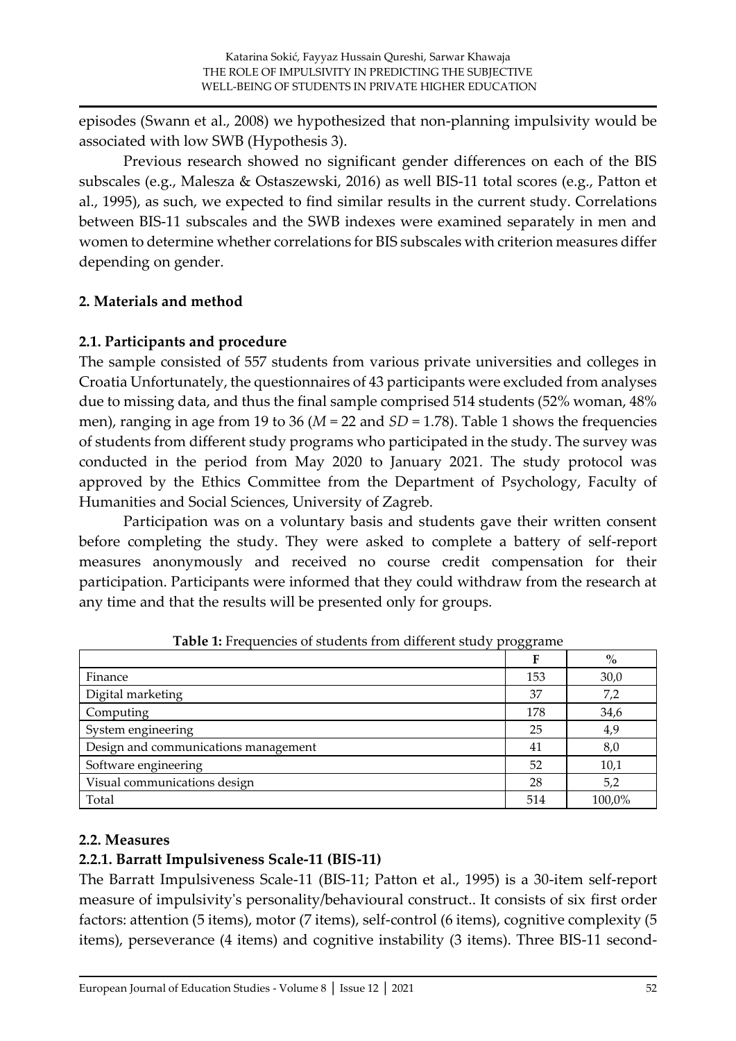episodes (Swann et al., 2008) we hypothesized that non-planning impulsivity would be associated with low SWB (Hypothesis 3).

Previous research showed no significant gender differences on each of the BIS subscales (e.g., Malesza & Ostaszewski, 2016) as well BIS-11 total scores (e.g., Patton et al., 1995), as such, we expected to find similar results in the current study. Correlations between BIS-11 subscales and the SWB indexes were examined separately in men and women to determine whether correlations for BIS subscales with criterion measures differ depending on gender.

## 2. Materials and method

### 2.1. Participants and procedure

The sample consisted of 557 students from various private universities and colleges in Croatia Unfortunately, the questionnaires of 43 participants were excluded from analyses due to missing data, and thus the final sample comprised 514 students (52% woman, 48% men), ranging in age from 19 to 36 (*M* = 22 and *SD* = 1.78). Table 1 shows the frequencies of students from different study programs who participated in the study. The survey was conducted in the period from May 2020 to January 2021. The study protocol was approved by the Ethics Committee from the Department of Psychology, Faculty of Humanities and Social Sciences, University of Zagreb.

Participation was on a voluntary basis and students gave their written consent before completing the study. They were asked to complete a battery of self-report measures anonymously and received no course credit compensation for their participation. Participants were informed that they could withdraw from the research at any time and that the results will be presented only for groups.

**Table 1:** Frequencies of students from different study proggrame

| | F | % |
|---|---|---|
| Finance | 153 | 30,0 |
| Digital marketing | 37 | 7,2 |
| Computing | 178 | 34,6 |
| System engineering | 25 | 4,9 |
| Design and communications management | 41 | 8,0 |
| Software engineering | 52 | 10,1 |
| Visual communications design | 28 | 5,2 |
| Total | 514 | 100,0% |

### 2.2. Measures

#### 2.2.1. Barratt Impulsiveness Scale-11 (BIS-11)

The Barratt Impulsiveness Scale-11 (BIS-11; Patton et al., 1995) is a 30-item self-report measure of impulsivity's personality/behavioural construct.. It consists of six first order factors: attention (5 items), motor (7 items), self-control (6 items), cognitive complexity (5 items), perseverance (4 items) and cognitive instability (3 items). Three BIS-11 second-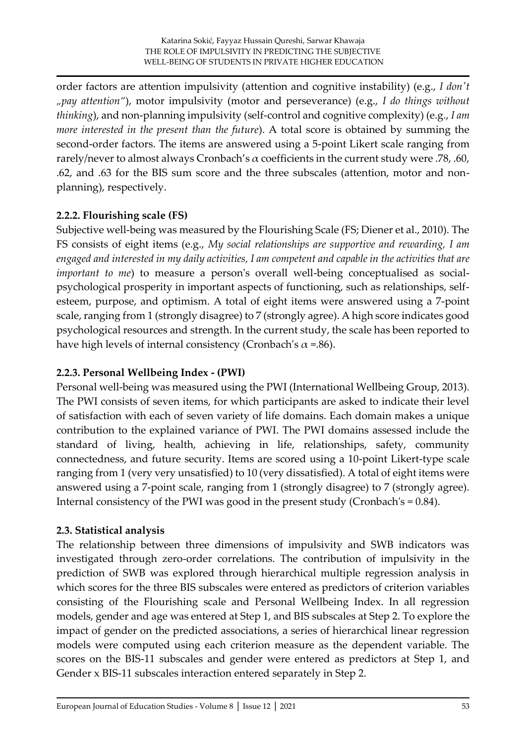order factors are attention impulsivity (attention and cognitive instability) (e.g., *I don't „pay attention"*), motor impulsivity (motor and perseverance) (e.g., *I do things without thinking*), and non-planning impulsivity (self-control and cognitive complexity) (e.g., *I am more interested in the present than the future*). A total score is obtained by summing the second-order factors. The items are answered using a 5-point Likert scale ranging from rarely/never to almost always Cronbach's $\alpha$ coefficients in the current study were .78, .60, .62, and .63 for the BIS sum score and the three subscales (attention, motor and non-planning), respectively.

### 2.2.2. Flourishing scale (FS)

Subjective well-being was measured by the Flourishing Scale (FS; Diener et al., 2010). The FS consists of eight items (e.g., *My social relationships are supportive and rewarding, I am engaged and interested in my daily activities, I am competent and capable in the activities that are important to me*) to measure a person's overall well-being conceptualised as social-psychological prosperity in important aspects of functioning, such as relationships, self-esteem, purpose, and optimism. A total of eight items were answered using a 7-point scale, ranging from 1 (strongly disagree) to 7 (strongly agree). A high score indicates good psychological resources and strength. In the current study, the scale has been reported to have high levels of internal consistency (Cronbach's $\alpha$ =.86).

### 2.2.3. Personal Wellbeing Index - (PWI)

Personal well-being was measured using the PWI (International Wellbeing Group, 2013). The PWI consists of seven items, for which participants are asked to indicate their level of satisfaction with each of seven variety of life domains. Each domain makes a unique contribution to the explained variance of PWI. The PWI domains assessed include the standard of living, health, achieving in life, relationships, safety, community connectedness, and future security. Items are scored using a 10-point Likert-type scale ranging from 1 (very very unsatisfied) to 10 (very dissatisfied). A total of eight items were answered using a 7-point scale, ranging from 1 (strongly disagree) to 7 (strongly agree). Internal consistency of the PWI was good in the present study (Cronbach's = 0.84).

### 2.3. Statistical analysis

The relationship between three dimensions of impulsivity and SWB indicators was investigated through zero-order correlations. The contribution of impulsivity in the prediction of SWB was explored through hierarchical multiple regression analysis in which scores for the three BIS subscales were entered as predictors of criterion variables consisting of the Flourishing scale and Personal Wellbeing Index. In all regression models, gender and age was entered at Step 1, and BIS subscales at Step 2. To explore the impact of gender on the predicted associations, a series of hierarchical linear regression models were computed using each criterion measure as the dependent variable. The scores on the BIS-11 subscales and gender were entered as predictors at Step 1, and Gender x BIS-11 subscales interaction entered separately in Step 2.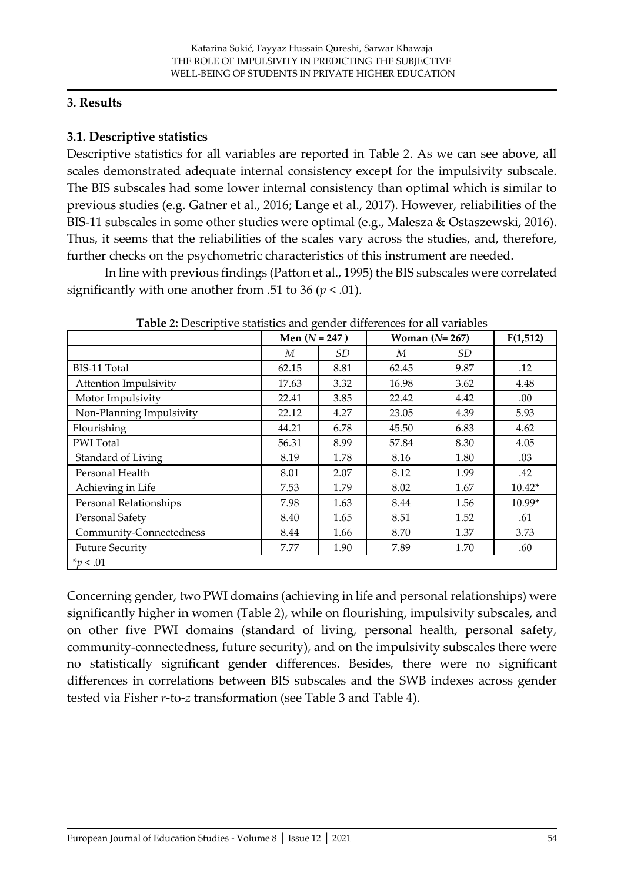## 3. Results

### 3.1. Descriptive statistics

Descriptive statistics for all variables are reported in Table 2. As we can see above, all scales demonstrated adequate internal consistency except for the impulsivity subscale. The BIS subscales had some lower internal consistency than optimal which is similar to previous studies (e.g. Gatner et al., 2016; Lange et al., 2017). However, reliabilities of the BIS-11 subscales in some other studies were optimal (e.g., Malesza & Ostaszewski, 2016). Thus, it seems that the reliabilities of the scales vary across the studies, and, therefore, further checks on the psychometric characteristics of this instrument are needed.

In line with previous findings (Patton et al., 1995) the BIS subscales were correlated significantly with one another from .51 to 36 ($p < .01$).

**Table 2:** Descriptive statistics and gender differences for all variables

| | Men ($N$ = 247 ) | | Woman ($N$= 267) | | F(1,512) |
|---|---|---|---|---|---|
| | $M$ | $SD$ | $M$ | $SD$ | |
| BIS-11 Total | 62.15 | 8.81 | 62.45 | 9.87 | .12 |
| Attention Impulsivity | 17.63 | 3.32 | 16.98 | 3.62 | 4.48 |
| Motor Impulsivity | 22.41 | 3.85 | 22.42 | 4.42 | .00 |
| Non-Planning Impulsivity | 22.12 | 4.27 | 23.05 | 4.39 | 5.93 |
| Flourishing | 44.21 | 6.78 | 45.50 | 6.83 | 4.62 |
| PWI Total | 56.31 | 8.99 | 57.84 | 8.30 | 4.05 |
| Standard of Living | 8.19 | 1.78 | 8.16 | 1.80 | .03 |
| Personal Health | 8.01 | 2.07 | 8.12 | 1.99 | .42 |
| Achieving in Life | 7.53 | 1.79 | 8.02 | 1.67 | 10.42* |
| Personal Relationships | 7.98 | 1.63 | 8.44 | 1.56 | 10.99* |
| Personal Safety | 8.40 | 1.65 | 8.51 | 1.52 | .61 |
| Community-Connectedness | 8.44 | 1.66 | 8.70 | 1.37 | 3.73 |
| Future Security | 7.77 | 1.90 | 7.89 | 1.70 | .60 |

*$p < .01$

Concerning gender, two PWI domains (achieving in life and personal relationships) were significantly higher in women (Table 2), while on flourishing, impulsivity subscales, and on other five PWI domains (standard of living, personal health, personal safety, community-connectedness, future security), and on the impulsivity subscales there were no statistically significant gender differences. Besides, there were no significant differences in correlations between BIS subscales and the SWB indexes across gender tested via Fisher $r$-to-$z$ transformation (see Table 3 and Table 4).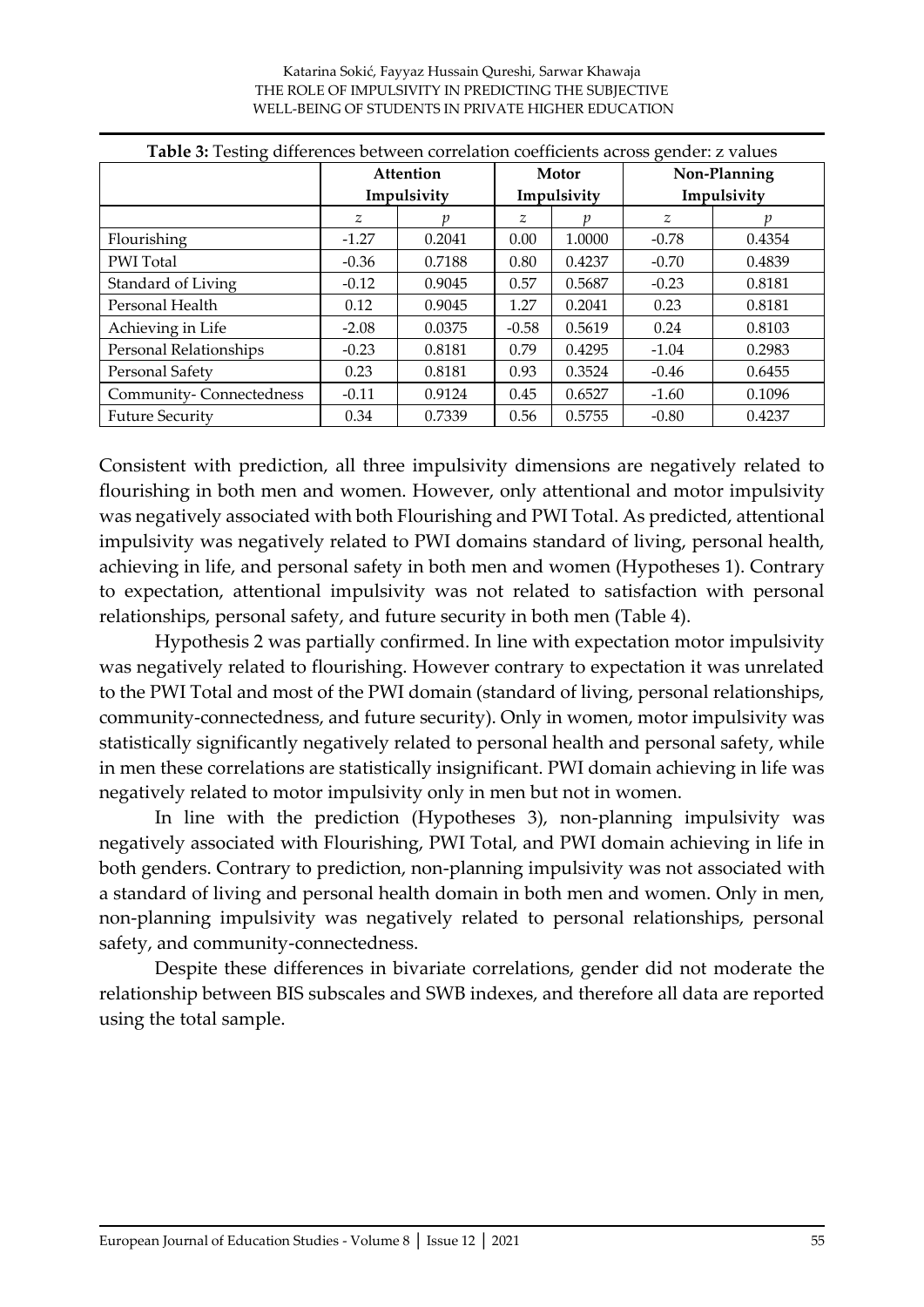**Table 3:** Testing differences between correlation coefficients across gender: z values

| | Attention Impulsivity | | Motor Impulsivity | | Non-Planning Impulsivity | |
|---|---|---|---|---|---|---|
| | *z* | *p* | *z* | *p* | *z* | *p* |
| Flourishing | -1.27 | 0.2041 | 0.00 | 1.0000 | -0.78 | 0.4354 |
| PWI Total | -0.36 | 0.7188 | 0.80 | 0.4237 | -0.70 | 0.4839 |
| Standard of Living | -0.12 | 0.9045 | 0.57 | 0.5687 | -0.23 | 0.8181 |
| Personal Health | 0.12 | 0.9045 | 1.27 | 0.2041 | 0.23 | 0.8181 |
| Achieving in Life | -2.08 | 0.0375 | -0.58 | 0.5619 | 0.24 | 0.8103 |
| Personal Relationships | -0.23 | 0.8181 | 0.79 | 0.4295 | -1.04 | 0.2983 |
| Personal Safety | 0.23 | 0.8181 | 0.93 | 0.3524 | -0.46 | 0.6455 |
| Community- Connectedness | -0.11 | 0.9124 | 0.45 | 0.6527 | -1.60 | 0.1096 |
| Future Security | 0.34 | 0.7339 | 0.56 | 0.5755 | -0.80 | 0.4237 |

Consistent with prediction, all three impulsivity dimensions are negatively related to flourishing in both men and women. However, only attentional and motor impulsivity was negatively associated with both Flourishing and PWI Total. As predicted, attentional impulsivity was negatively related to PWI domains standard of living, personal health, achieving in life, and personal safety in both men and women (Hypotheses 1). Contrary to expectation, attentional impulsivity was not related to satisfaction with personal relationships, personal safety, and future security in both men (Table 4).

Hypothesis 2 was partially confirmed. In line with expectation motor impulsivity was negatively related to flourishing. However contrary to expectation it was unrelated to the PWI Total and most of the PWI domain (standard of living, personal relationships, community-connectedness, and future security). Only in women, motor impulsivity was statistically significantly negatively related to personal health and personal safety, while in men these correlations are statistically insignificant. PWI domain achieving in life was negatively related to motor impulsivity only in men but not in women.

In line with the prediction (Hypotheses 3), non-planning impulsivity was negatively associated with Flourishing, PWI Total, and PWI domain achieving in life in both genders. Contrary to prediction, non-planning impulsivity was not associated with a standard of living and personal health domain in both men and women. Only in men, non-planning impulsivity was negatively related to personal relationships, personal safety, and community-connectedness.

Despite these differences in bivariate correlations, gender did not moderate the relationship between BIS subscales and SWB indexes, and therefore all data are reported using the total sample.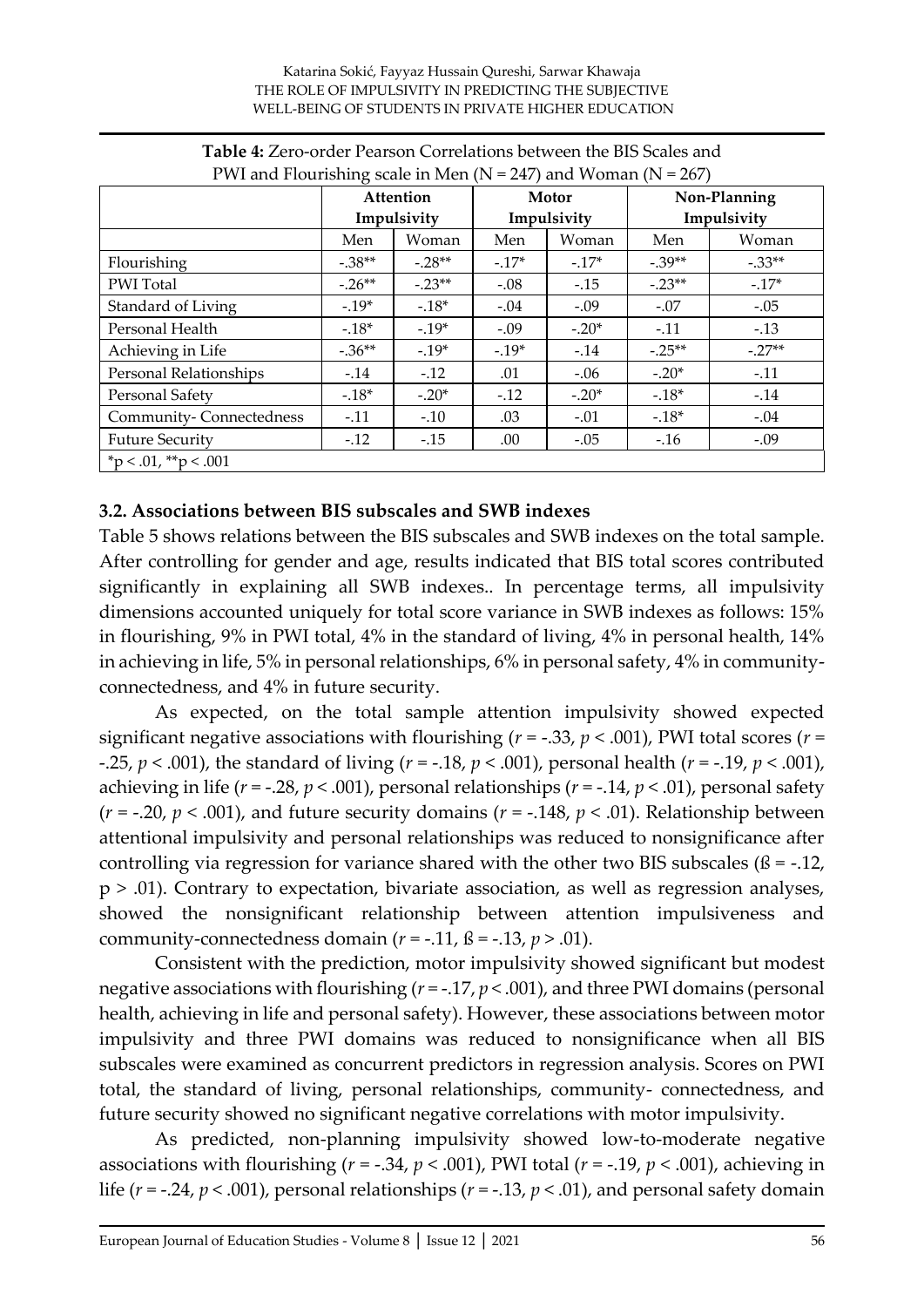**Table 4:** Zero-order Pearson Correlations between the BIS Scales and PWI and Flourishing scale in Men (N = 247) and Woman (N = 267)

| | Attention Impulsivity | | Motor Impulsivity | | Non-Planning Impulsivity | |
|---|---|---|---|---|---|---|
| | Men | Woman | Men | Woman | Men | Woman |
| Flourishing | -.38** | -.28** | -.17* | -.17* | -.39** | -.33** |
| PWI Total | -.26** | -.23** | -.08 | -.15 | -.23** | -.17* |
| Standard of Living | -.19* | -.18* | -.04 | -.09 | -.07 | -.05 |
| Personal Health | -.18* | -.19* | -.09 | -.20* | -.11 | -.13 |
| Achieving in Life | -.36** | -.19* | -.19* | -.14 | -.25** | -.27** |
| Personal Relationships | -.14 | -.12 | .01 | -.06 | -.20* | -.11 |
| Personal Safety | -.18* | -.20* | -.12 | -.20* | -.18* | -.14 |
| Community- Connectedness | -.11 | -.10 | .03 | -.01 | -.18* | -.04 |
| Future Security | -.12 | -.15 | .00 | -.05 | -.16 | -.09 |

*p < .01, **p < .001

### 3.2. Associations between BIS subscales and SWB indexes

Table 5 shows relations between the BIS subscales and SWB indexes on the total sample. After controlling for gender and age, results indicated that BIS total scores contributed significantly in explaining all SWB indexes.. In percentage terms, all impulsivity dimensions accounted uniquely for total score variance in SWB indexes as follows: 15% in flourishing, 9% in PWI total, 4% in the standard of living, 4% in personal health, 14% in achieving in life, 5% in personal relationships, 6% in personal safety, 4% in community-connectedness, and 4% in future security.

As expected, on the total sample attention impulsivity showed expected significant negative associations with flourishing ($r$ = -.33, $p$ < .001), PWI total scores ($r$ = -.25, $p$ < .001), the standard of living ($r$ = -.18, $p$ < .001), personal health ($r$ = -.19, $p$ < .001), achieving in life ($r$ = -.28, $p$ < .001), personal relationships ($r$ = -.14, $p$ < .01), personal safety ($r$ = -.20, $p$ < .001), and future security domains ($r$ = -.148, $p$ < .01). Relationship between attentional impulsivity and personal relationships was reduced to nonsignificance after controlling via regression for variance shared with the other two BIS subscales (ß = -.12, p > .01). Contrary to expectation, bivariate association, as well as regression analyses, showed the nonsignificant relationship between attention impulsiveness and community-connectedness domain ($r$ = -.11, ß = -.13, $p$ > .01).

Consistent with the prediction, motor impulsivity showed significant but modest negative associations with flourishing ($r$ = -.17, $p$ < .001), and three PWI domains (personal health, achieving in life and personal safety). However, these associations between motor impulsivity and three PWI domains was reduced to nonsignificance when all BIS subscales were examined as concurrent predictors in regression analysis. Scores on PWI total, the standard of living, personal relationships, community- connectedness, and future security showed no significant negative correlations with motor impulsivity.

As predicted, non-planning impulsivity showed low-to-moderate negative associations with flourishing ($r$ = -.34, $p$ < .001), PWI total ($r$ = -.19, $p$ < .001), achieving in life ($r$ = -.24, $p$ < .001), personal relationships ($r$ = -.13, $p$ < .01), and personal safety domain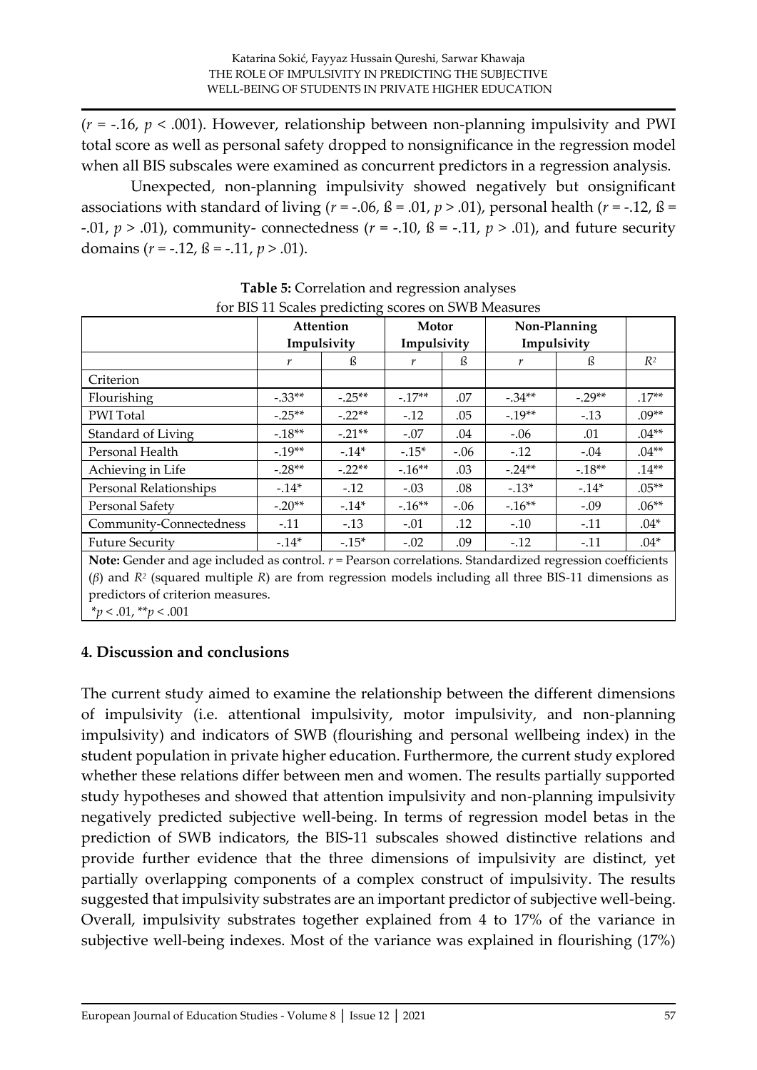($r$ = -.16, $p$ < .001). However, relationship between non-planning impulsivity and PWI total score as well as personal safety dropped to nonsignificance in the regression model when all BIS subscales were examined as concurrent predictors in a regression analysis.

Unexpected, non-planning impulsivity showed negatively but onsignificant associations with standard of living ($r$ = -.06, ß = .01, $p$ > .01), personal health ($r$ = -.12, ß = -.01, $p$ > .01), community- connectedness ($r$ = -.10, ß = -.11, $p$ > .01), and future security domains ($r$ = -.12, ß = -.11, $p$ > .01).

**Table 5:** Correlation and regression analyses for BIS 11 Scales predicting scores on SWB Measures

| | Attention Impulsivity | | Motor Impulsivity | | Non-Planning Impulsivity | | |
|---|---|---|---|---|---|---|---|
| | $r$ | ß | $r$ | ß | $r$ | ß | $R^2$ |
| Criterion | | | | | | | |
| Flourishing | -.33** | -.25** | -.17** | .07 | -.34** | -.29** | .17** |
| PWI Total | -.25** | -.22** | -.12 | .05 | -.19** | -.13 | .09** |
| Standard of Living | -.18** | -.21** | -.07 | .04 | -.06 | .01 | .04** |
| Personal Health | -.19** | -.14* | -.15* | -.06 | -.12 | -.04 | .04** |
| Achieving in Life | -.28** | -.22** | -.16** | .03 | -.24** | -.18** | .14** |
| Personal Relationships | -.14* | -.12 | -.03 | .08 | -.13* | -.14* | .05** |
| Personal Safety | -.20** | -.14* | -.16** | -.06 | -.16** | -.09 | .06** |
| Community-Connectedness | -.11 | -.13 | -.01 | .12 | -.10 | -.11 | .04* |
| Future Security | -.14* | -.15* | -.02 | .09 | -.12 | -.11 | .04* |

**Note:** Gender and age included as control. $r$ = Pearson correlations. Standardized regression coefficients ($\beta$) and $R^2$ (squared multiple $R$) are from regression models including all three BIS-11 dimensions as predictors of criterion measures.
*$p$ < .01, **$p$ < .001

## 4. Discussion and conclusions

The current study aimed to examine the relationship between the different dimensions of impulsivity (i.e. attentional impulsivity, motor impulsivity, and non-planning impulsivity) and indicators of SWB (flourishing and personal wellbeing index) in the student population in private higher education. Furthermore, the current study explored whether these relations differ between men and women. The results partially supported study hypotheses and showed that attention impulsivity and non-planning impulsivity negatively predicted subjective well-being. In terms of regression model betas in the prediction of SWB indicators, the BIS-11 subscales showed distinctive relations and provide further evidence that the three dimensions of impulsivity are distinct, yet partially overlapping components of a complex construct of impulsivity. The results suggested that impulsivity substrates are an important predictor of subjective well-being. Overall, impulsivity substrates together explained from 4 to 17% of the variance in subjective well-being indexes. Most of the variance was explained in flourishing (17%)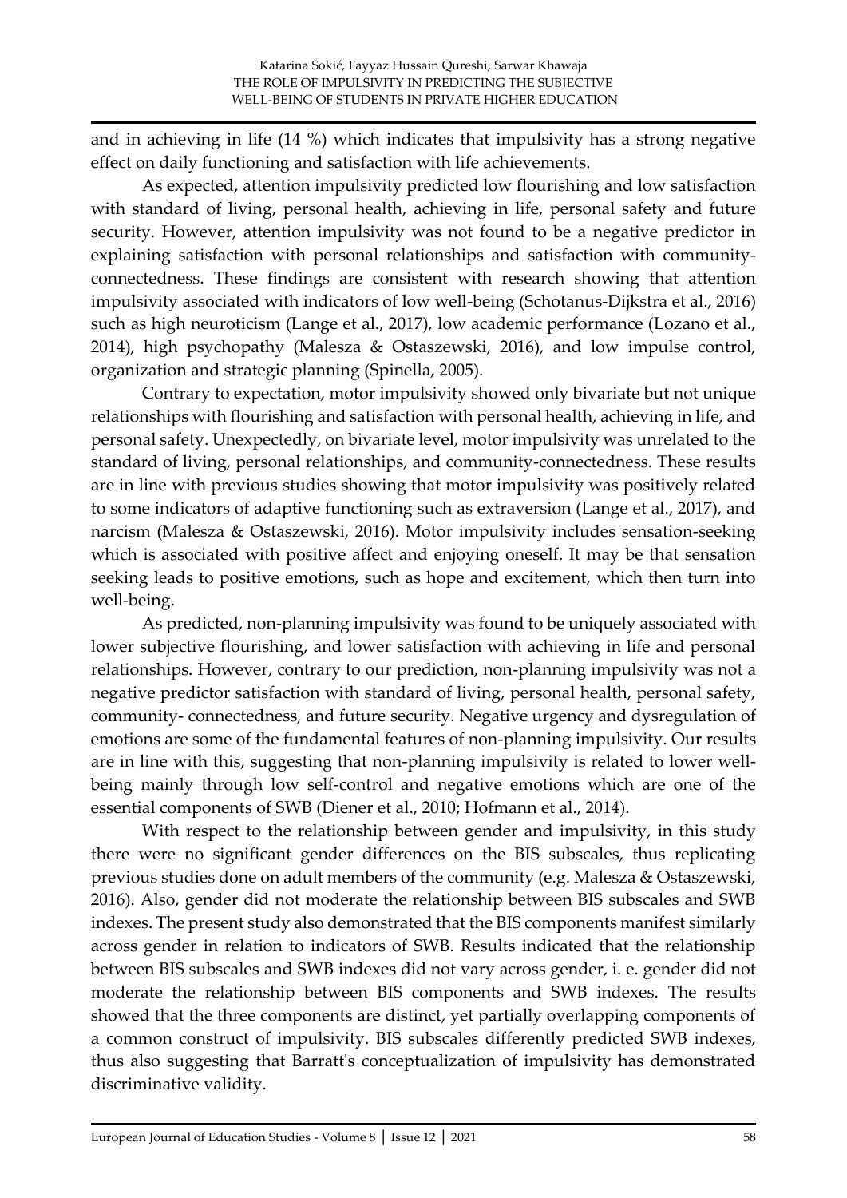and in achieving in life (14 %) which indicates that impulsivity has a strong negative effect on daily functioning and satisfaction with life achievements.

As expected, attention impulsivity predicted low flourishing and low satisfaction with standard of living, personal health, achieving in life, personal safety and future security. However, attention impulsivity was not found to be a negative predictor in explaining satisfaction with personal relationships and satisfaction with community-connectedness. These findings are consistent with research showing that attention impulsivity associated with indicators of low well-being (Schotanus-Dijkstra et al., 2016) such as high neuroticism (Lange et al., 2017), low academic performance (Lozano et al., 2014), high psychopathy (Malesza & Ostaszewski, 2016), and low impulse control, organization and strategic planning (Spinella, 2005).

Contrary to expectation, motor impulsivity showed only bivariate but not unique relationships with flourishing and satisfaction with personal health, achieving in life, and personal safety. Unexpectedly, on bivariate level, motor impulsivity was unrelated to the standard of living, personal relationships, and community-connectedness. These results are in line with previous studies showing that motor impulsivity was positively related to some indicators of adaptive functioning such as extraversion (Lange et al., 2017), and narcism (Malesza & Ostaszewski, 2016). Motor impulsivity includes sensation-seeking which is associated with positive affect and enjoying oneself. It may be that sensation seeking leads to positive emotions, such as hope and excitement, which then turn into well-being.

As predicted, non-planning impulsivity was found to be uniquely associated with lower subjective flourishing, and lower satisfaction with achieving in life and personal relationships. However, contrary to our prediction, non-planning impulsivity was not a negative predictor satisfaction with standard of living, personal health, personal safety, community- connectedness, and future security. Negative urgency and dysregulation of emotions are some of the fundamental features of non-planning impulsivity. Our results are in line with this, suggesting that non-planning impulsivity is related to lower well-being mainly through low self-control and negative emotions which are one of the essential components of SWB (Diener et al., 2010; Hofmann et al., 2014).

With respect to the relationship between gender and impulsivity, in this study there were no significant gender differences on the BIS subscales, thus replicating previous studies done on adult members of the community (e.g. Malesza & Ostaszewski, 2016). Also, gender did not moderate the relationship between BIS subscales and SWB indexes. The present study also demonstrated that the BIS components manifest similarly across gender in relation to indicators of SWB. Results indicated that the relationship between BIS subscales and SWB indexes did not vary across gender, i. e. gender did not moderate the relationship between BIS components and SWB indexes. The results showed that the three components are distinct, yet partially overlapping components of a common construct of impulsivity. BIS subscales differently predicted SWB indexes, thus also suggesting that Barratt's conceptualization of impulsivity has demonstrated discriminative validity.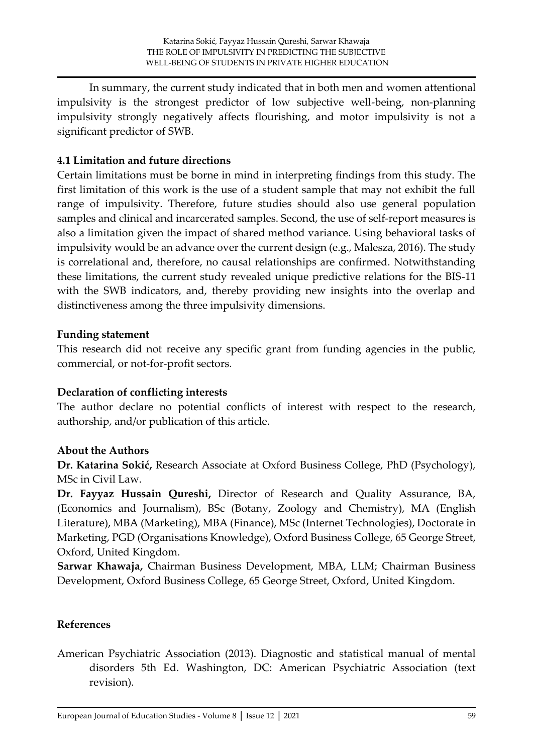In summary, the current study indicated that in both men and women attentional impulsivity is the strongest predictor of low subjective well-being, non-planning impulsivity strongly negatively affects flourishing, and motor impulsivity is not a significant predictor of SWB.

### 4.1 Limitation and future directions

Certain limitations must be borne in mind in interpreting findings from this study. The first limitation of this work is the use of a student sample that may not exhibit the full range of impulsivity. Therefore, future studies should also use general population samples and clinical and incarcerated samples. Second, the use of self-report measures is also a limitation given the impact of shared method variance. Using behavioral tasks of impulsivity would be an advance over the current design (e.g., Malesza, 2016). The study is correlational and, therefore, no causal relationships are confirmed. Notwithstanding these limitations, the current study revealed unique predictive relations for the BIS-11 with the SWB indicators, and, thereby providing new insights into the overlap and distinctiveness among the three impulsivity dimensions.

### Funding statement

This research did not receive any specific grant from funding agencies in the public, commercial, or not-for-profit sectors.

### Declaration of conflicting interests

The author declare no potential conflicts of interest with respect to the research, authorship, and/or publication of this article.

### About the Authors

**Dr. Katarina Sokić,** Research Associate at Oxford Business College, PhD (Psychology), MSc in Civil Law.

**Dr. Fayyaz Hussain Qureshi,** Director of Research and Quality Assurance, BA, (Economics and Journalism), BSc (Botany, Zoology and Chemistry), MA (English Literature), MBA (Marketing), MBA (Finance), MSc (Internet Technologies), Doctorate in Marketing, PGD (Organisations Knowledge), Oxford Business College, 65 George Street, Oxford, United Kingdom.

**Sarwar Khawaja,** Chairman Business Development, MBA, LLM; Chairman Business Development, Oxford Business College, 65 George Street, Oxford, United Kingdom.

### References

American Psychiatric Association (2013). Diagnostic and statistical manual of mental disorders 5th Ed. Washington, DC: American Psychiatric Association (text revision).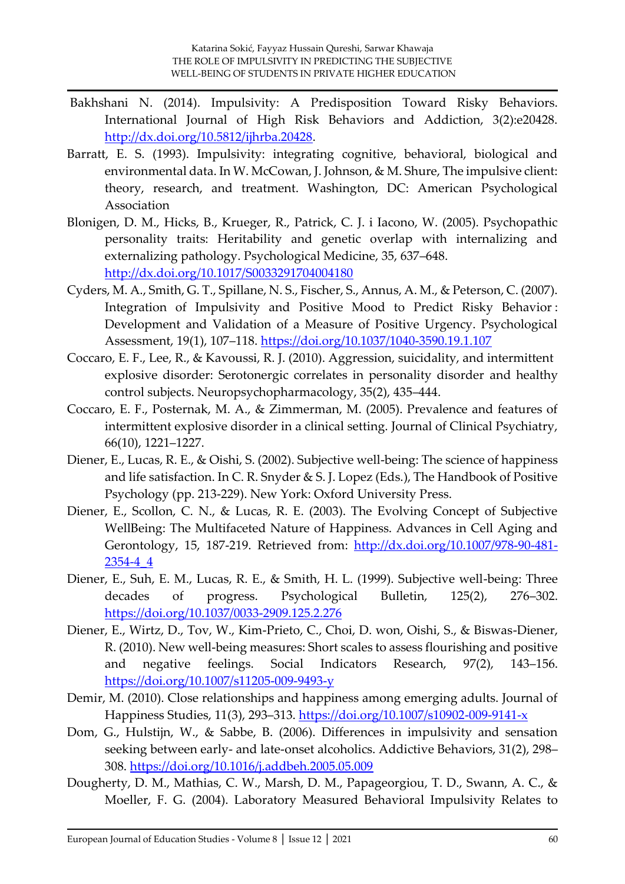Bakhshani N. (2014). Impulsivity: A Predisposition Toward Risky Behaviors. International Journal of High Risk Behaviors and Addiction, 3(2):e20428. http://dx.doi.org/10.5812/ijhrba.20428.

Barratt, E. S. (1993). Impulsivity: integrating cognitive, behavioral, biological and environmental data. In W. McCowan, J. Johnson, & M. Shure, The impulsive client: theory, research, and treatment. Washington, DC: American Psychological Association

Blonigen, D. M., Hicks, B., Krueger, R., Patrick, C. J. i Iacono, W. (2005). Psychopathic personality traits: Heritability and genetic overlap with internalizing and externalizing pathology. Psychological Medicine, 35, 637–648. http://dx.doi.org/10.1017/S0033291704004180

Cyders, M. A., Smith, G. T., Spillane, N. S., Fischer, S., Annus, A. M., & Peterson, C. (2007). Integration of Impulsivity and Positive Mood to Predict Risky Behavior : Development and Validation of a Measure of Positive Urgency. Psychological Assessment, 19(1), 107–118. https://doi.org/10.1037/1040-3590.19.1.107

Coccaro, E. F., Lee, R., & Kavoussi, R. J. (2010). Aggression, suicidality, and intermittent explosive disorder: Serotonergic correlates in personality disorder and healthy control subjects. Neuropsychopharmacology, 35(2), 435–444.

Coccaro, E. F., Posternak, M. A., & Zimmerman, M. (2005). Prevalence and features of intermittent explosive disorder in a clinical setting. Journal of Clinical Psychiatry, 66(10), 1221–1227.

Diener, E., Lucas, R. E., & Oishi, S. (2002). Subjective well-being: The science of happiness and life satisfaction. In C. R. Snyder & S. J. Lopez (Eds.), The Handbook of Positive Psychology (pp. 213-229). New York: Oxford University Press.

Diener, E., Scollon, C. N., & Lucas, R. E. (2003). The Evolving Concept of Subjective WellBeing: The Multifaceted Nature of Happiness. Advances in Cell Aging and Gerontology, 15, 187-219. Retrieved from: http://dx.doi.org/10.1007/978-90-481-2354-4_4

Diener, E., Suh, E. M., Lucas, R. E., & Smith, H. L. (1999). Subjective well-being: Three decades of progress. Psychological Bulletin, 125(2), 276–302. https://doi.org/10.1037/0033-2909.125.2.276

Diener, E., Wirtz, D., Tov, W., Kim-Prieto, C., Choi, D. won, Oishi, S., & Biswas-Diener, R. (2010). New well-being measures: Short scales to assess flourishing and positive and negative feelings. Social Indicators Research, 97(2), 143–156. https://doi.org/10.1007/s11205-009-9493-y

Demir, M. (2010). Close relationships and happiness among emerging adults. Journal of Happiness Studies, 11(3), 293–313. https://doi.org/10.1007/s10902-009-9141-x

Dom, G., Hulstijn, W., & Sabbe, B. (2006). Differences in impulsivity and sensation seeking between early- and late-onset alcoholics. Addictive Behaviors, 31(2), 298–308. https://doi.org/10.1016/j.addbeh.2005.05.009

Dougherty, D. M., Mathias, C. W., Marsh, D. M., Papageorgiou, T. D., Swann, A. C., & Moeller, F. G. (2004). Laboratory Measured Behavioral Impulsivity Relates to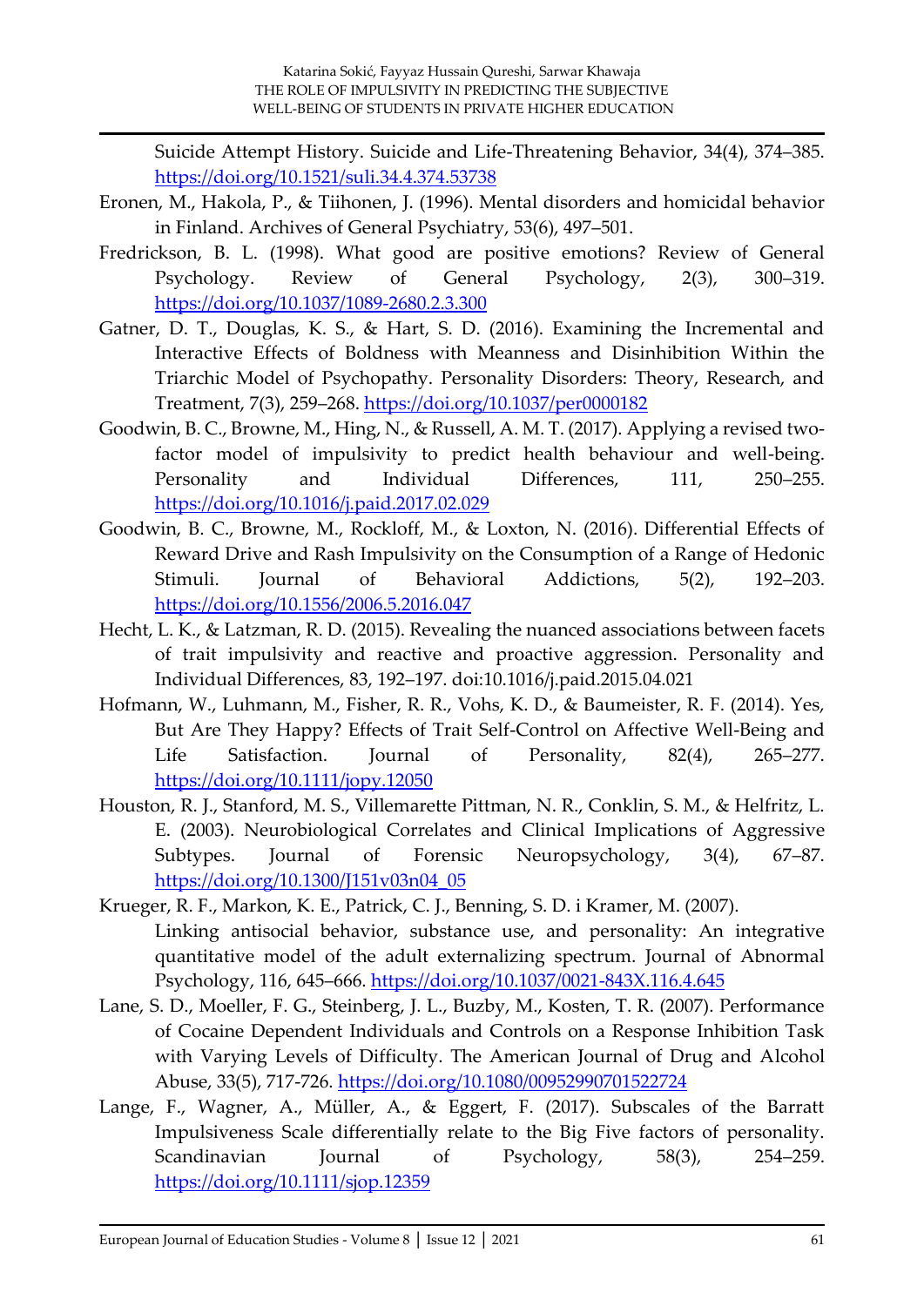Suicide Attempt History. Suicide and Life-Threatening Behavior, 34(4), 374–385. https://doi.org/10.1521/suli.34.4.374.53738

Eronen, M., Hakola, P., & Tiihonen, J. (1996). Mental disorders and homicidal behavior in Finland. Archives of General Psychiatry, 53(6), 497–501.

Fredrickson, B. L. (1998). What good are positive emotions? Review of General Psychology. Review of General Psychology, 2(3), 300–319. https://doi.org/10.1037/1089-2680.2.3.300

Gatner, D. T., Douglas, K. S., & Hart, S. D. (2016). Examining the Incremental and Interactive Effects of Boldness with Meanness and Disinhibition Within the Triarchic Model of Psychopathy. Personality Disorders: Theory, Research, and Treatment, 7(3), 259–268. https://doi.org/10.1037/per0000182

Goodwin, B. C., Browne, M., Hing, N., & Russell, A. M. T. (2017). Applying a revised two-factor model of impulsivity to predict health behaviour and well-being. Personality and Individual Differences, 111, 250–255. https://doi.org/10.1016/j.paid.2017.02.029

Goodwin, B. C., Browne, M., Rockloff, M., & Loxton, N. (2016). Differential Effects of Reward Drive and Rash Impulsivity on the Consumption of a Range of Hedonic Stimuli. Journal of Behavioral Addictions, 5(2), 192–203. https://doi.org/10.1556/2006.5.2016.047

Hecht, L. K., & Latzman, R. D. (2015). Revealing the nuanced associations between facets of trait impulsivity and reactive and proactive aggression. Personality and Individual Differences, 83, 192–197. doi:10.1016/j.paid.2015.04.021

Hofmann, W., Luhmann, M., Fisher, R. R., Vohs, K. D., & Baumeister, R. F. (2014). Yes, But Are They Happy? Effects of Trait Self-Control on Affective Well-Being and Life Satisfaction. Journal of Personality, 82(4), 265–277. https://doi.org/10.1111/jopy.12050

Houston, R. J., Stanford, M. S., Villemarette Pittman, N. R., Conklin, S. M., & Helfritz, L. E. (2003). Neurobiological Correlates and Clinical Implications of Aggressive Subtypes. Journal of Forensic Neuropsychology, 3(4), 67–87. https://doi.org/10.1300/J151v03n04_05

Krueger, R. F., Markon, K. E., Patrick, C. J., Benning, S. D. i Kramer, M. (2007). Linking antisocial behavior, substance use, and personality: An integrative quantitative model of the adult externalizing spectrum. Journal of Abnormal Psychology, 116, 645–666. https://doi.org/10.1037/0021-843X.116.4.645

Lane, S. D., Moeller, F. G., Steinberg, J. L., Buzby, M., Kosten, T. R. (2007). Performance of Cocaine Dependent Individuals and Controls on a Response Inhibition Task with Varying Levels of Difficulty. The American Journal of Drug and Alcohol Abuse, 33(5), 717-726. https://doi.org/10.1080/00952990701522724

Lange, F., Wagner, A., Müller, A., & Eggert, F. (2017). Subscales of the Barratt Impulsiveness Scale differentially relate to the Big Five factors of personality. Scandinavian Journal of Psychology, 58(3), 254–259. https://doi.org/10.1111/sjop.12359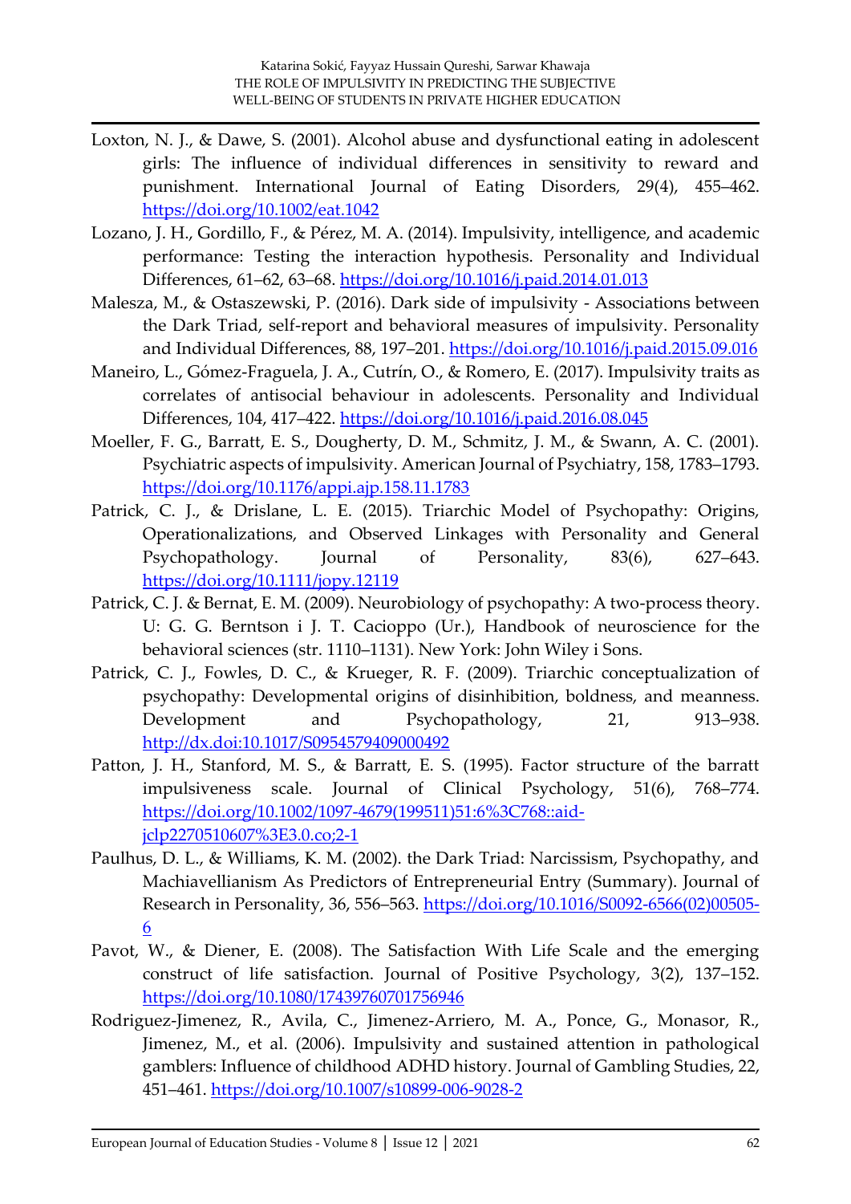Loxton, N. J., & Dawe, S. (2001). Alcohol abuse and dysfunctional eating in adolescent girls: The influence of individual differences in sensitivity to reward and punishment. International Journal of Eating Disorders, 29(4), 455–462. https://doi.org/10.1002/eat.1042

Lozano, J. H., Gordillo, F., & Pérez, M. A. (2014). Impulsivity, intelligence, and academic performance: Testing the interaction hypothesis. Personality and Individual Differences, 61–62, 63–68. https://doi.org/10.1016/j.paid.2014.01.013

Malesza, M., & Ostaszewski, P. (2016). Dark side of impulsivity - Associations between the Dark Triad, self-report and behavioral measures of impulsivity. Personality and Individual Differences, 88, 197–201. https://doi.org/10.1016/j.paid.2015.09.016

Maneiro, L., Gómez-Fraguela, J. A., Cutrín, O., & Romero, E. (2017). Impulsivity traits as correlates of antisocial behaviour in adolescents. Personality and Individual Differences, 104, 417–422. https://doi.org/10.1016/j.paid.2016.08.045

Moeller, F. G., Barratt, E. S., Dougherty, D. M., Schmitz, J. M., & Swann, A. C. (2001). Psychiatric aspects of impulsivity. American Journal of Psychiatry, 158, 1783–1793. https://doi.org/10.1176/appi.ajp.158.11.1783

Patrick, C. J., & Drislane, L. E. (2015). Triarchic Model of Psychopathy: Origins, Operationalizations, and Observed Linkages with Personality and General Psychopathology. Journal of Personality, 83(6), 627–643. https://doi.org/10.1111/jopy.12119

Patrick, C. J. & Bernat, E. M. (2009). Neurobiology of psychopathy: A two-process theory. U: G. G. Berntson i J. T. Cacioppo (Ur.), Handbook of neuroscience for the behavioral sciences (str. 1110–1131). New York: John Wiley i Sons.

Patrick, C. J., Fowles, D. C., & Krueger, R. F. (2009). Triarchic conceptualization of psychopathy: Developmental origins of disinhibition, boldness, and meanness. Development and Psychopathology, 21, 913–938. http://dx.doi:10.1017/S0954579409000492

Patton, J. H., Stanford, M. S., & Barratt, E. S. (1995). Factor structure of the barratt impulsiveness scale. Journal of Clinical Psychology, 51(6), 768–774. https://doi.org/10.1002/1097-4679(199511)51:6%3C768::aid-jclp2270510607%3E3.0.co;2-1

Paulhus, D. L., & Williams, K. M. (2002). the Dark Triad: Narcissism, Psychopathy, and Machiavellianism As Predictors of Entrepreneurial Entry (Summary). Journal of Research in Personality, 36, 556–563. https://doi.org/10.1016/S0092-6566(02)00505-6

Pavot, W., & Diener, E. (2008). The Satisfaction With Life Scale and the emerging construct of life satisfaction. Journal of Positive Psychology, 3(2), 137–152. https://doi.org/10.1080/17439760701756946

Rodriguez-Jimenez, R., Avila, C., Jimenez-Arriero, M. A., Ponce, G., Monasor, R., Jimenez, M., et al. (2006). Impulsivity and sustained attention in pathological gamblers: Influence of childhood ADHD history. Journal of Gambling Studies, 22, 451–461. https://doi.org/10.1007/s10899-006-9028-2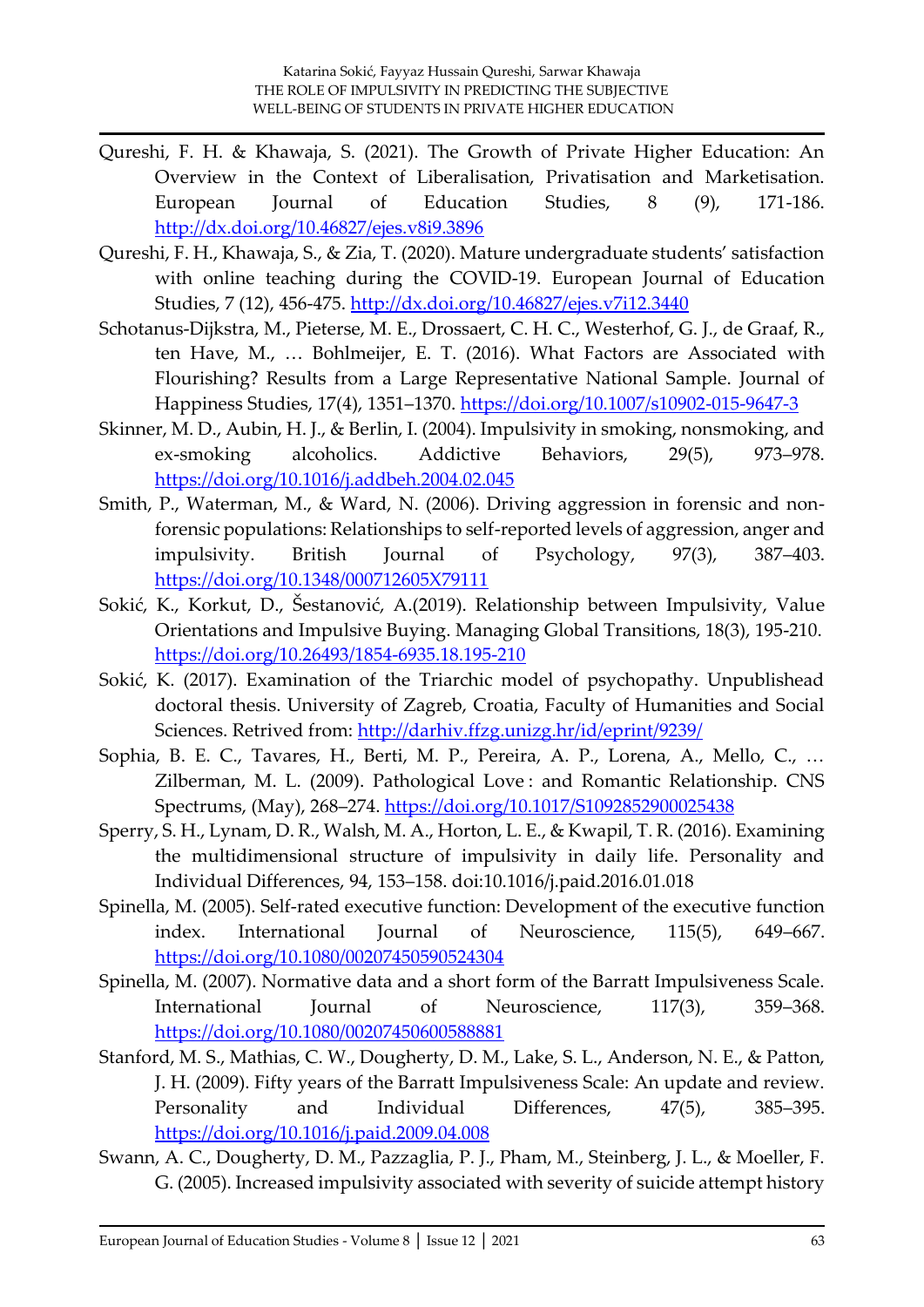Qureshi, F. H. & Khawaja, S. (2021). The Growth of Private Higher Education: An Overview in the Context of Liberalisation, Privatisation and Marketisation. European Journal of Education Studies, 8 (9), 171-186. http://dx.doi.org/10.46827/ejes.v8i9.3896

Qureshi, F. H., Khawaja, S., & Zia, T. (2020). Mature undergraduate students' satisfaction with online teaching during the COVID-19. European Journal of Education Studies, 7 (12), 456-475. http://dx.doi.org/10.46827/ejes.v7i12.3440

Schotanus-Dijkstra, M., Pieterse, M. E., Drossaert, C. H. C., Westerhof, G. J., de Graaf, R., ten Have, M., … Bohlmeijer, E. T. (2016). What Factors are Associated with Flourishing? Results from a Large Representative National Sample. Journal of Happiness Studies, 17(4), 1351–1370. https://doi.org/10.1007/s10902-015-9647-3

Skinner, M. D., Aubin, H. J., & Berlin, I. (2004). Impulsivity in smoking, nonsmoking, and ex-smoking alcoholics. Addictive Behaviors, 29(5), 973–978. https://doi.org/10.1016/j.addbeh.2004.02.045

Smith, P., Waterman, M., & Ward, N. (2006). Driving aggression in forensic and non-forensic populations: Relationships to self-reported levels of aggression, anger and impulsivity. British Journal of Psychology, 97(3), 387–403. https://doi.org/10.1348/000712605X79111

Sokić, K., Korkut, D., Šestanović, A.(2019). Relationship between Impulsivity, Value Orientations and Impulsive Buying. Managing Global Transitions, 18(3), 195-210. https://doi.org/10.26493/1854-6935.18.195-210

Sokić, K. (2017). Examination of the Triarchic model of psychopathy. Unpublishead doctoral thesis. University of Zagreb, Croatia, Faculty of Humanities and Social Sciences. Retrived from: http://darhiv.ffzg.unizg.hr/id/eprint/9239/

Sophia, B. E. C., Tavares, H., Berti, M. P., Pereira, A. P., Lorena, A., Mello, C., … Zilberman, M. L. (2009). Pathological Love : and Romantic Relationship. CNS Spectrums, (May), 268–274. https://doi.org/10.1017/S1092852900025438

Sperry, S. H., Lynam, D. R., Walsh, M. A., Horton, L. E., & Kwapil, T. R. (2016). Examining the multidimensional structure of impulsivity in daily life. Personality and Individual Differences, 94, 153–158. doi:10.1016/j.paid.2016.01.018

Spinella, M. (2005). Self-rated executive function: Development of the executive function index. International Journal of Neuroscience, 115(5), 649–667. https://doi.org/10.1080/00207450590524304

Spinella, M. (2007). Normative data and a short form of the Barratt Impulsiveness Scale. International Journal of Neuroscience, 117(3), 359–368. https://doi.org/10.1080/00207450600588881

Stanford, M. S., Mathias, C. W., Dougherty, D. M., Lake, S. L., Anderson, N. E., & Patton, J. H. (2009). Fifty years of the Barratt Impulsiveness Scale: An update and review. Personality and Individual Differences, 47(5), 385–395. https://doi.org/10.1016/j.paid.2009.04.008

Swann, A. C., Dougherty, D. M., Pazzaglia, P. J., Pham, M., Steinberg, J. L., & Moeller, F. G. (2005). Increased impulsivity associated with severity of suicide attempt history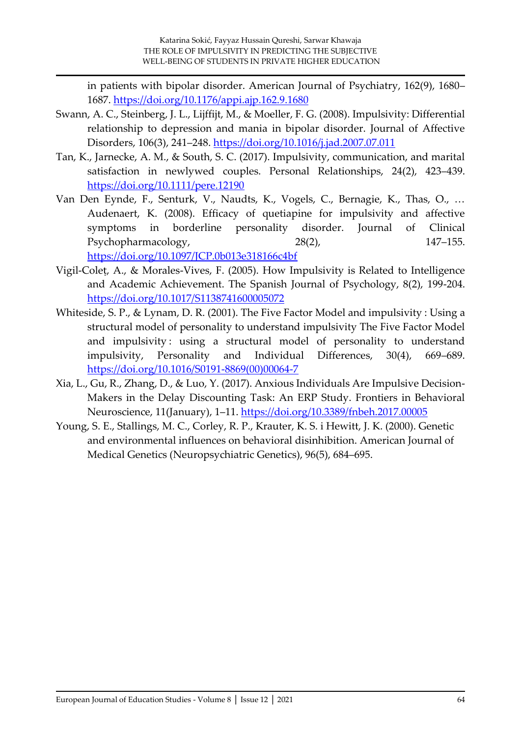in patients with bipolar disorder. American Journal of Psychiatry, 162(9), 1680–1687. https://doi.org/10.1176/appi.ajp.162.9.1680

Swann, A. C., Steinberg, J. L., Lijffijt, M., & Moeller, F. G. (2008). Impulsivity: Differential relationship to depression and mania in bipolar disorder. Journal of Affective Disorders, 106(3), 241–248. https://doi.org/10.1016/j.jad.2007.07.011

Tan, K., Jarnecke, A. M., & South, S. C. (2017). Impulsivity, communication, and marital satisfaction in newlywed couples. Personal Relationships, 24(2), 423–439. https://doi.org/10.1111/pere.12190

Van Den Eynde, F., Senturk, V., Naudts, K., Vogels, C., Bernagie, K., Thas, O., … Audenaert, K. (2008). Efficacy of quetiapine for impulsivity and affective symptoms in borderline personality disorder. Journal of Clinical Psychopharmacology, 28(2), 147–155. https://doi.org/10.1097/JCP.0b013e318166c4bf

Vigil-Coleț, A., & Morales-Vives, F. (2005). How Impulsivity is Related to Intelligence and Academic Achievement. The Spanish Journal of Psychology, 8(2), 199-204. https://doi.org/10.1017/S1138741600005072

Whiteside, S. P., & Lynam, D. R. (2001). The Five Factor Model and impulsivity : Using a structural model of personality to understand impulsivity The Five Factor Model and impulsivity : using a structural model of personality to understand impulsivity, Personality and Individual Differences, 30(4), 669–689. https://doi.org/10.1016/S0191-8869(00)00064-7

Xia, L., Gu, R., Zhang, D., & Luo, Y. (2017). Anxious Individuals Are Impulsive Decision-Makers in the Delay Discounting Task: An ERP Study. Frontiers in Behavioral Neuroscience, 11(January), 1–11. https://doi.org/10.3389/fnbeh.2017.00005

Young, S. E., Stallings, M. C., Corley, R. P., Krauter, K. S. i Hewitt, J. K. (2000). Genetic and environmental influences on behavioral disinhibition. American Journal of Medical Genetics (Neuropsychiatric Genetics), 96(5), 684–695.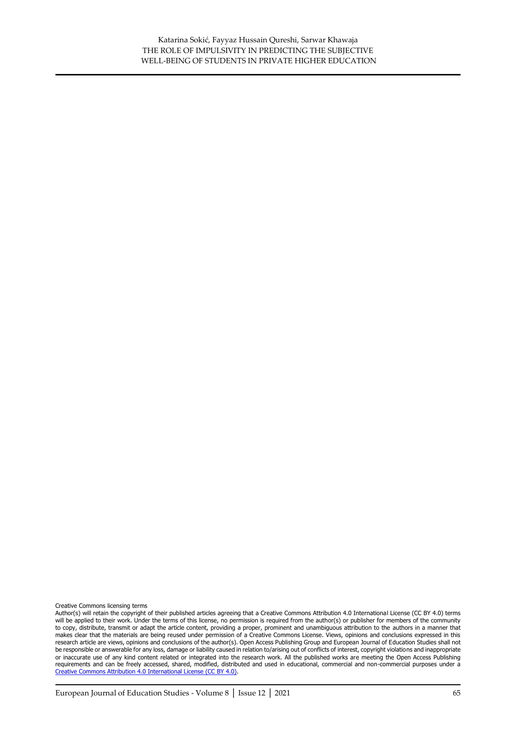Creative Commons licensing terms

Author(s) will retain the copyright of their published articles agreeing that a Creative Commons Attribution 4.0 International License (CC BY 4.0) terms will be applied to their work. Under the terms of this license, no permission is required from the author(s) or publisher for members of the community to copy, distribute, transmit or adapt the article content, providing a proper, prominent and unambiguous attribution to the authors in a manner that makes clear that the materials are being reused under permission of a Creative Commons License. Views, opinions and conclusions expressed in this research article are views, opinions and conclusions of the author(s). Open Access Publishing Group and European Journal of Education Studies shall not be responsible or answerable for any loss, damage or liability caused in relation to/arising out of conflicts of interest, copyright violations and inappropriate or inaccurate use of any kind content related or integrated into the research work. All the published works are meeting the Open Access Publishing requirements and can be freely accessed, shared, modified, distributed and used in educational, commercial and non-commercial purposes under a Creative Commons Attribution 4.0 International License (CC BY 4.0).